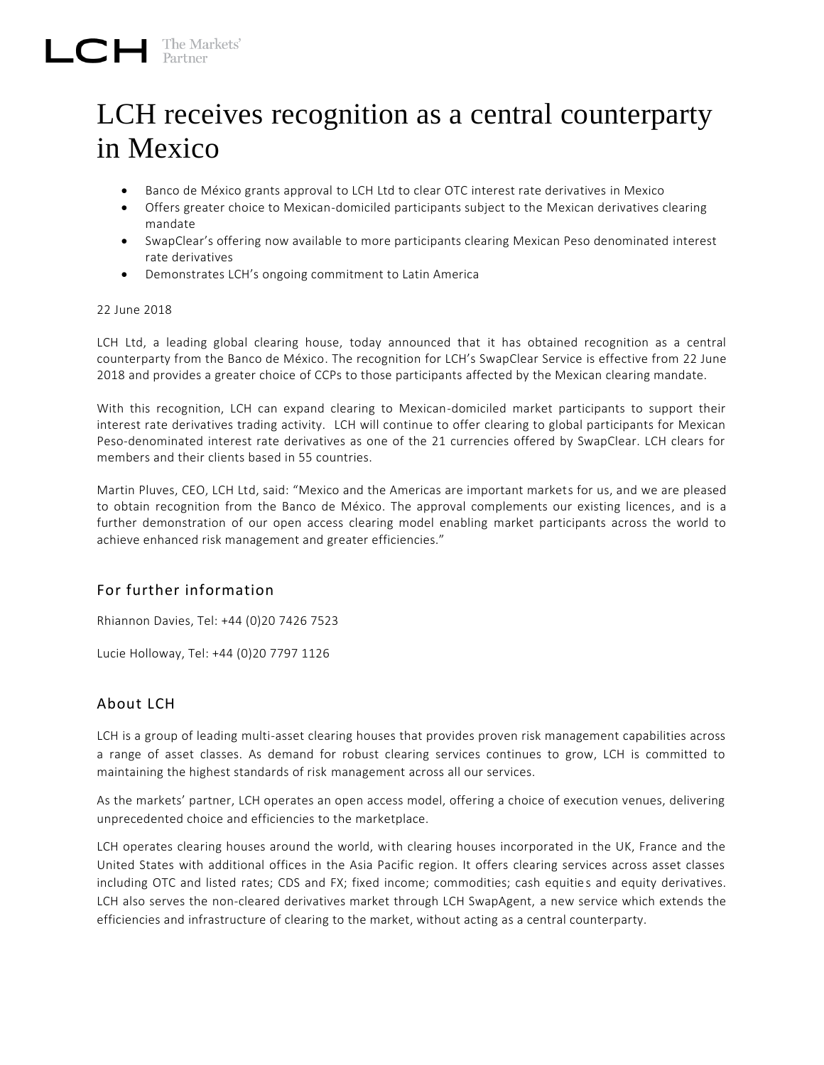# LCH receives recognition as a central counterparty in Mexico

- Banco de México grants approval to LCH Ltd to clear OTC interest rate derivatives in Mexico
- Offers greater choice to Mexican-domiciled participants subject to the Mexican derivatives clearing mandate
- SwapClear's offering now available to more participants clearing Mexican Peso denominated interest rate derivatives
- Demonstrates LCH's ongoing commitment to Latin America

22 June 2018

LCH Ltd, a leading global clearing house, today announced that it has obtained recognition as a central counterparty from the Banco de México. The recognition for LCH's SwapClear Service is effective from 22 June 2018 and provides a greater choice of CCPs to those participants affected by the Mexican clearing mandate.

With this recognition, LCH can expand clearing to Mexican-domiciled market participants to support their interest rate derivatives trading activity. LCH will continue to offer clearing to global participants for Mexican Peso-denominated interest rate derivatives as one of the 21 currencies offered by SwapClear. LCH clears for members and their clients based in 55 countries.

Martin Pluves, CEO, LCH Ltd, said: "Mexico and the Americas are important markets for us, and we are pleased to obtain recognition from the Banco de México. The approval complements our existing licences, and is a further demonstration of our open access clearing model enabling market participants across the world to achieve enhanced risk management and greater efficiencies."

## For further information

Rhiannon Davies, Tel: +44 (0)20 7426 7523

Lucie Holloway, Tel: +44 (0)20 7797 1126

## About LCH

LCH is a group of leading multi-asset clearing houses that provides proven risk management capabilities across a range of asset classes. As demand for robust clearing services continues to grow, LCH is committed to maintaining the highest standards of risk management across all our services.

As the markets' partner, LCH operates an open access model, offering a choice of execution venues, delivering unprecedented choice and efficiencies to the marketplace.

LCH operates clearing houses around the world, with clearing houses incorporated in the UK, France and the United States with additional offices in the Asia Pacific region. It offers clearing services across asset classes including OTC and listed rates; CDS and FX; fixed income; commodities; cash equities and equity derivatives. LCH also serves the non-cleared derivatives market through LCH SwapAgent, a new service which extends the efficiencies and infrastructure of clearing to the market, without acting as a central counterparty.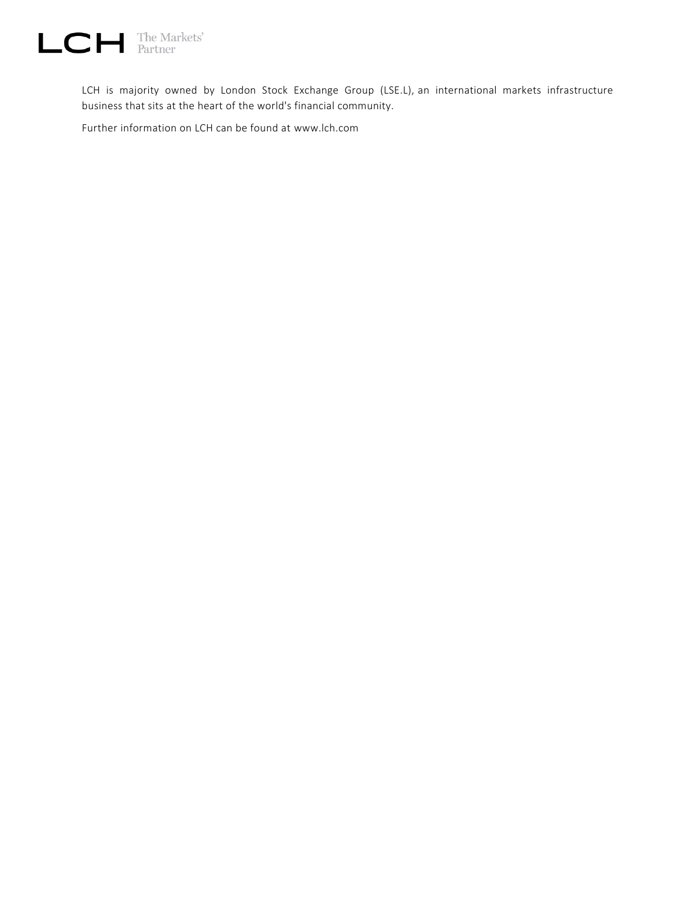LCH is majority owned by London Stock Exchange Group (LSE.L), an international markets infrastructure business that sits at the heart of the world's financial community.

Further information on LCH can be found at www.lch.com